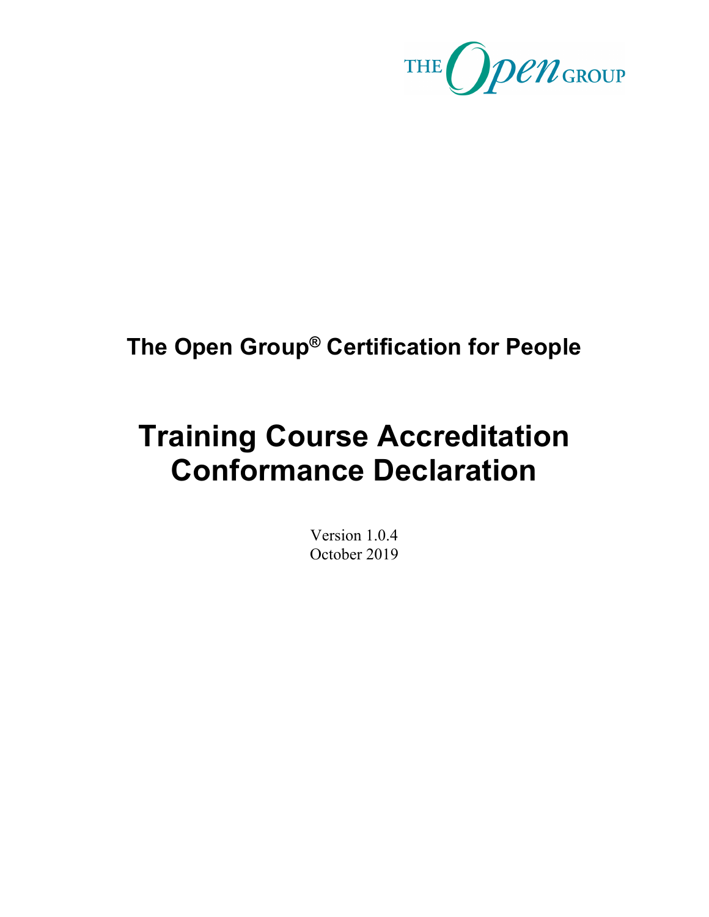THE Open GROUP

## The Open Group® Certification for People

# Training Course Accreditation Conformance Declaration

Version 1.0.4
October 2019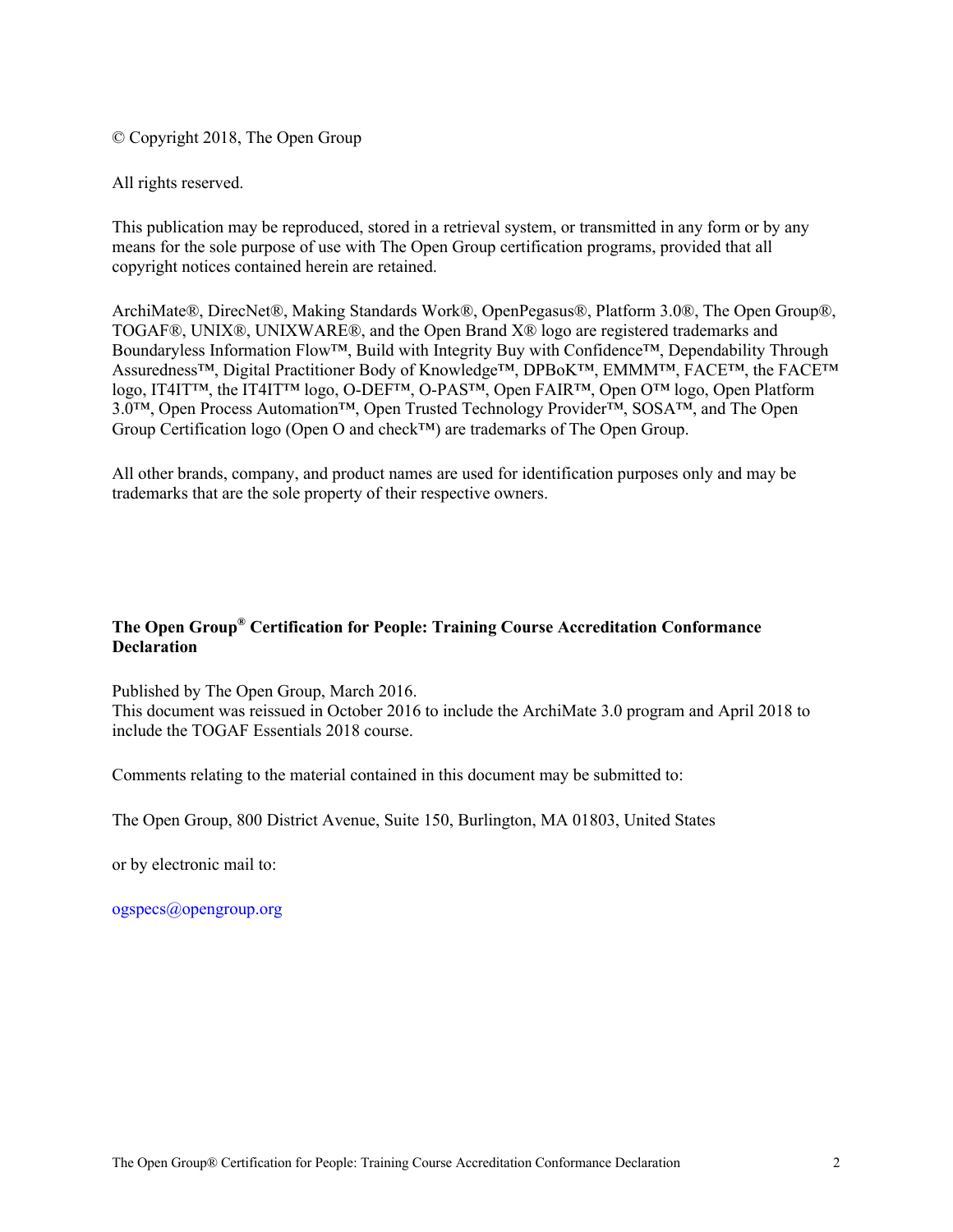© Copyright 2018, The Open Group

All rights reserved.

This publication may be reproduced, stored in a retrieval system, or transmitted in any form or by any means for the sole purpose of use with The Open Group certification programs, provided that all copyright notices contained herein are retained.

ArchiMate®, DirecNet®, Making Standards Work®, OpenPegasus®, Platform 3.0®, The Open Group®, TOGAF®, UNIX®, UNIXWARE®, and the Open Brand X® logo are registered trademarks and Boundaryless Information Flow™, Build with Integrity Buy with Confidence™, Dependability Through Assuredness™, Digital Practitioner Body of Knowledge™, DPBoK™, EMMM™, FACE™, the FACE™ logo, IT4IT™, the IT4IT™ logo, O-DEF™, O-PAS™, Open FAIR™, Open O™ logo, Open Platform 3.0™, Open Process Automation™, Open Trusted Technology Provider™, SOSA™, and The Open Group Certification logo (Open O and check™) are trademarks of The Open Group.

All other brands, company, and product names are used for identification purposes only and may be trademarks that are the sole property of their respective owners.

**The Open Group® Certification for People: Training Course Accreditation Conformance Declaration**

Published by The Open Group, March 2016.
This document was reissued in October 2016 to include the ArchiMate 3.0 program and April 2018 to include the TOGAF Essentials 2018 course.

Comments relating to the material contained in this document may be submitted to:

The Open Group, 800 District Avenue, Suite 150, Burlington, MA 01803, United States

or by electronic mail to:

ogspecs@opengroup.org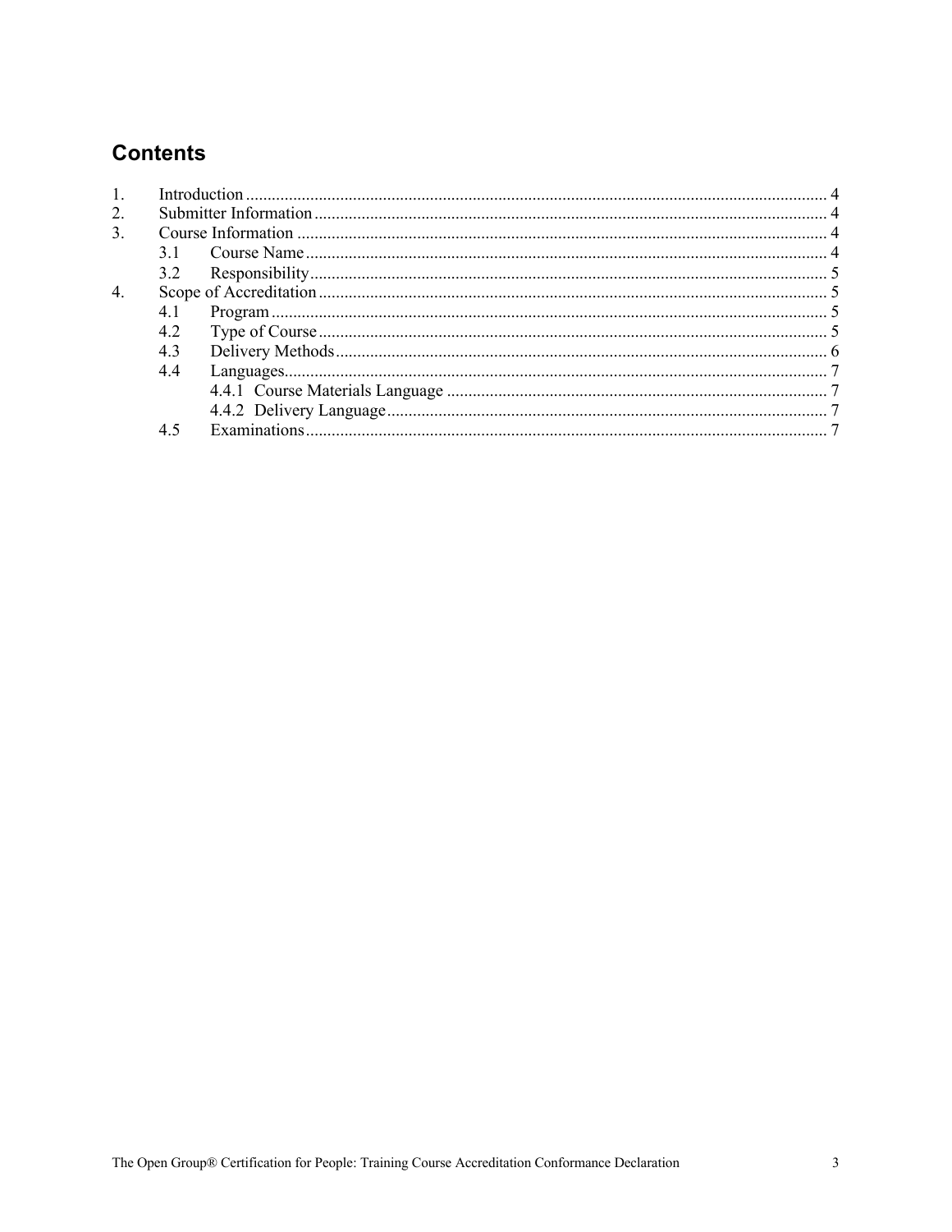## Contents

1. Introduction ..... 4
2. Submitter Information ..... 4
3. Course Information ..... 4
   - 3.1 Course Name ..... 4
   - 3.2 Responsibility ..... 5
4. Scope of Accreditation ..... 5
   - 4.1 Program ..... 5
   - 4.2 Type of Course ..... 5
   - 4.3 Delivery Methods ..... 6
   - 4.4 Languages ..... 7
     - 4.4.1 Course Materials Language ..... 7
     - 4.4.2 Delivery Language ..... 7
   - 4.5 Examinations ..... 7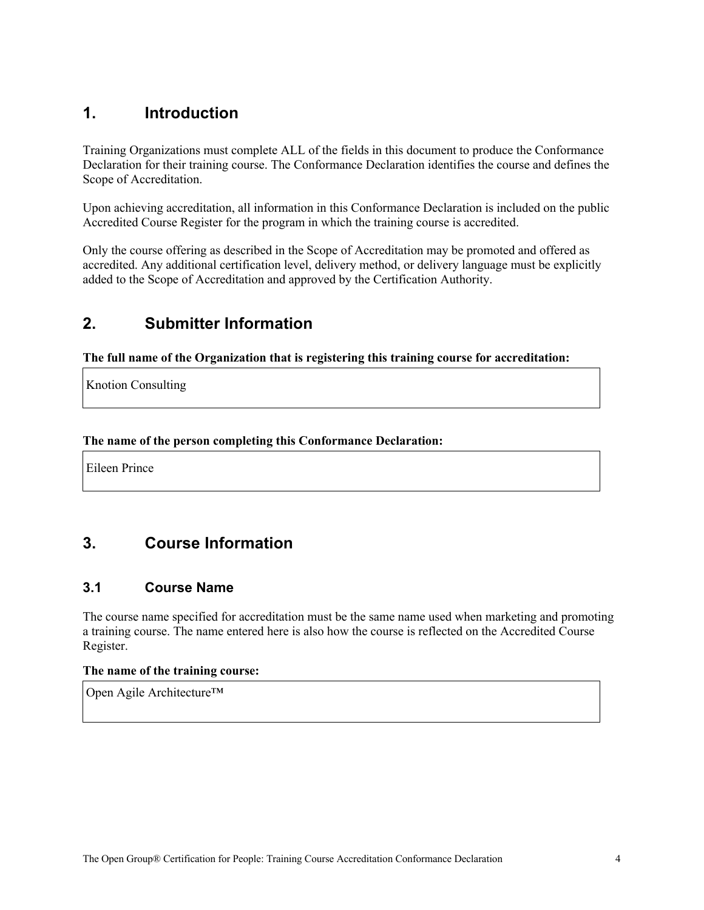# 1. Introduction

Training Organizations must complete ALL of the fields in this document to produce the Conformance Declaration for their training course. The Conformance Declaration identifies the course and defines the Scope of Accreditation.

Upon achieving accreditation, all information in this Conformance Declaration is included on the public Accredited Course Register for the program in which the training course is accredited.

Only the course offering as described in the Scope of Accreditation may be promoted and offered as accredited. Any additional certification level, delivery method, or delivery language must be explicitly added to the Scope of Accreditation and approved by the Certification Authority.

# 2. Submitter Information

**The full name of the Organization that is registering this training course for accreditation:**

Knotion Consulting

**The name of the person completing this Conformance Declaration:**

Eileen Prince

# 3. Course Information

## 3.1 Course Name

The course name specified for accreditation must be the same name used when marketing and promoting a training course. The name entered here is also how the course is reflected on the Accredited Course Register.

**The name of the training course:**

Open Agile Architecture™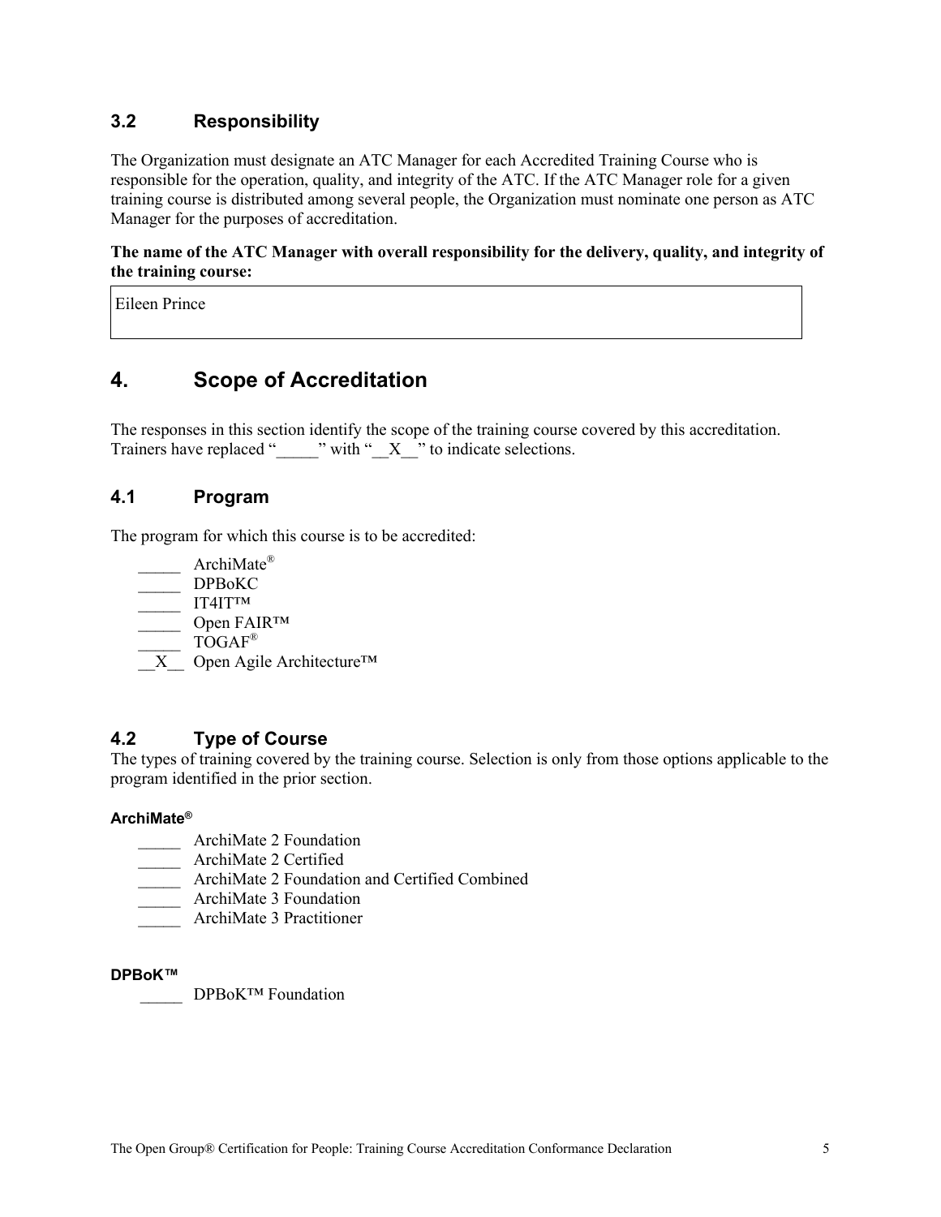### 3.2 Responsibility

The Organization must designate an ATC Manager for each Accredited Training Course who is responsible for the operation, quality, and integrity of the ATC. If the ATC Manager role for a given training course is distributed among several people, the Organization must nominate one person as ATC Manager for the purposes of accreditation.

**The name of the ATC Manager with overall responsibility for the delivery, quality, and integrity of the training course:**

| Eileen Prince |
|---|

## 4. Scope of Accreditation

The responses in this section identify the scope of the training course covered by this accreditation. Trainers have replaced "_____" with "__X__" to indicate selections.

### 4.1 Program

The program for which this course is to be accredited:

_____ ArchiMate®
_____ DPBoKC
_____ IT4IT™
_____ Open FAIR™
_____ TOGAF®
__X__ Open Agile Architecture™

### 4.2 Type of Course

The types of training covered by the training course. Selection is only from those options applicable to the program identified in the prior section.

#### ArchiMate®

_____ ArchiMate 2 Foundation
_____ ArchiMate 2 Certified
_____ ArchiMate 2 Foundation and Certified Combined
_____ ArchiMate 3 Foundation
_____ ArchiMate 3 Practitioner

#### DPBoK™

_____ DPBoK™ Foundation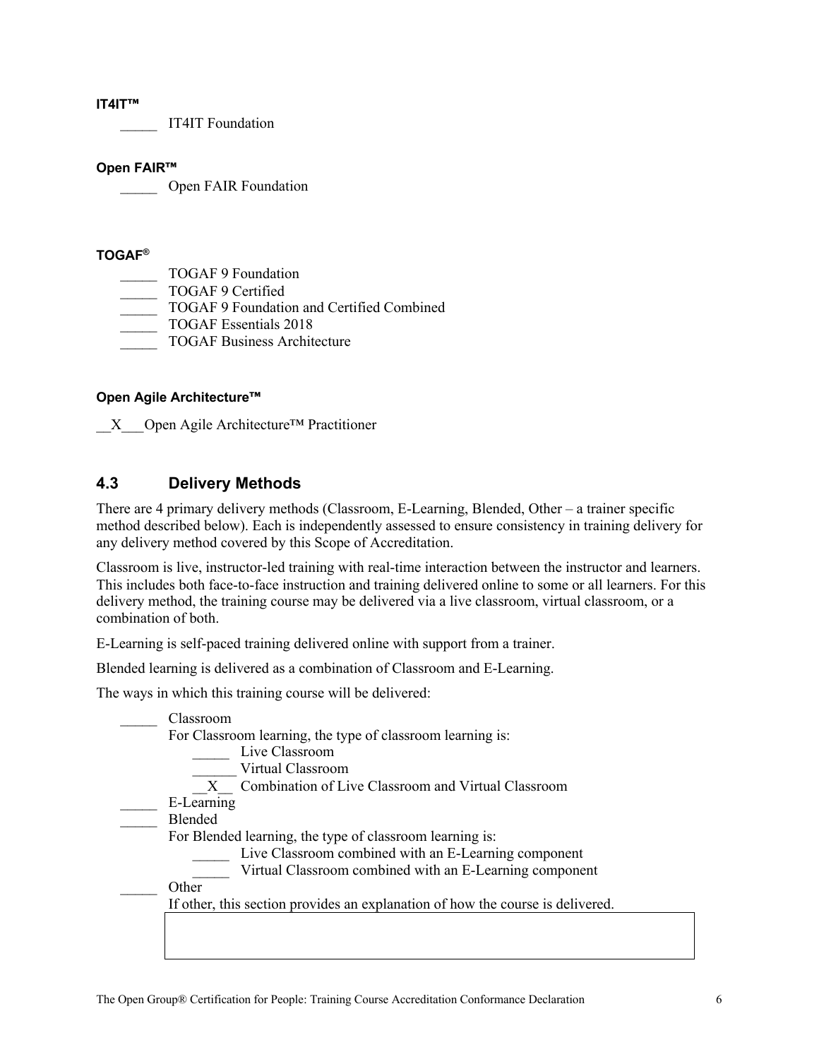**IT4IT™**

_____ IT4IT Foundation

**Open FAIR™**

_____ Open FAIR Foundation

**TOGAF®**

_____ TOGAF 9 Foundation
_____ TOGAF 9 Certified
_____ TOGAF 9 Foundation and Certified Combined
_____ TOGAF Essentials 2018
_____ TOGAF Business Architecture

**Open Agile Architecture™**

__X___Open Agile Architecture™ Practitioner

## 4.3 Delivery Methods

There are 4 primary delivery methods (Classroom, E-Learning, Blended, Other – a trainer specific method described below). Each is independently assessed to ensure consistency in training delivery for any delivery method covered by this Scope of Accreditation.

Classroom is live, instructor-led training with real-time interaction between the instructor and learners. This includes both face-to-face instruction and training delivered online to some or all learners. For this delivery method, the training course may be delivered via a live classroom, virtual classroom, or a combination of both.

E-Learning is self-paced training delivered online with support from a trainer.

Blended learning is delivered as a combination of Classroom and E-Learning.

The ways in which this training course will be delivered:

_____ Classroom
For Classroom learning, the type of classroom learning is:
- _____ Live Classroom
- ______ Virtual Classroom
- __X__ Combination of Live Classroom and Virtual Classroom

_____ E-Learning

_____ Blended
For Blended learning, the type of classroom learning is:
- _____ Live Classroom combined with an E-Learning component
- _____ Virtual Classroom combined with an E-Learning component

_____ Other
If other, this section provides an explanation of how the course is delivered.

| |
|---|
| |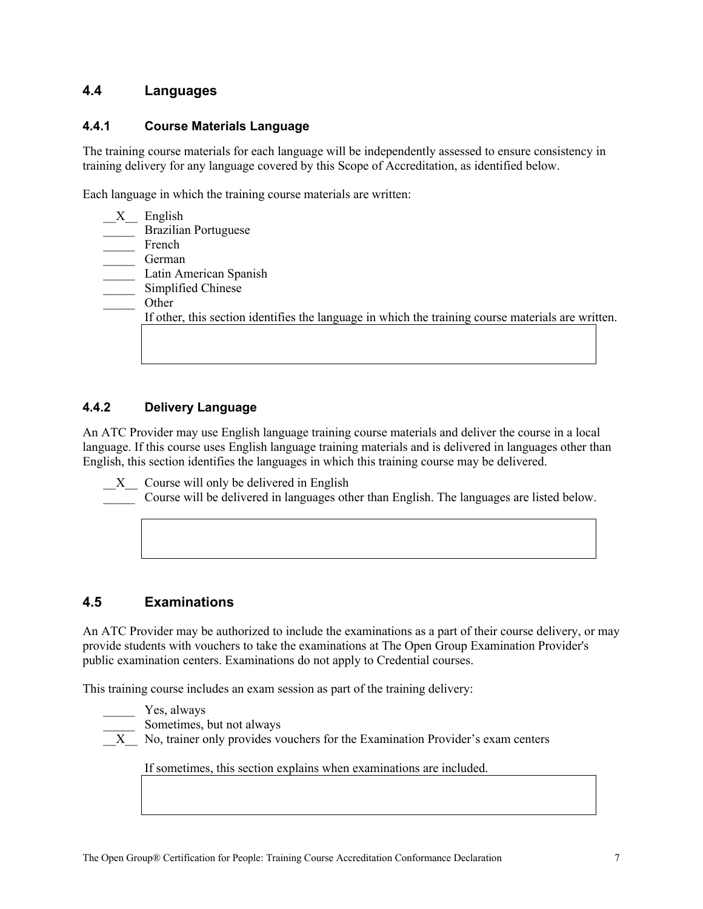## 4.4 Languages

### 4.4.1 Course Materials Language

The training course materials for each language will be independently assessed to ensure consistency in training delivery for any language covered by this Scope of Accreditation, as identified below.

Each language in which the training course materials are written:

- __X__ English
- _____ Brazilian Portuguese
- _____ French
- _____ German
- _____ Latin American Spanish
- _____ Simplified Chinese
- _____ Other

If other, this section identifies the language in which the training course materials are written.

| |
|---|
| |

### 4.4.2 Delivery Language

An ATC Provider may use English language training course materials and deliver the course in a local language. If this course uses English language training materials and is delivered in languages other than English, this section identifies the languages in which this training course may be delivered.

- __X__ Course will only be delivered in English
- _____ Course will be delivered in languages other than English. The languages are listed below.

| |
|---|
| |

## 4.5 Examinations

An ATC Provider may be authorized to include the examinations as a part of their course delivery, or may provide students with vouchers to take the examinations at The Open Group Examination Provider's public examination centers. Examinations do not apply to Credential courses.

This training course includes an exam session as part of the training delivery:

- _____ Yes, always
- _____ Sometimes, but not always
- __X__ No, trainer only provides vouchers for the Examination Provider's exam centers

If sometimes, this section explains when examinations are included.

| |
|---|
| |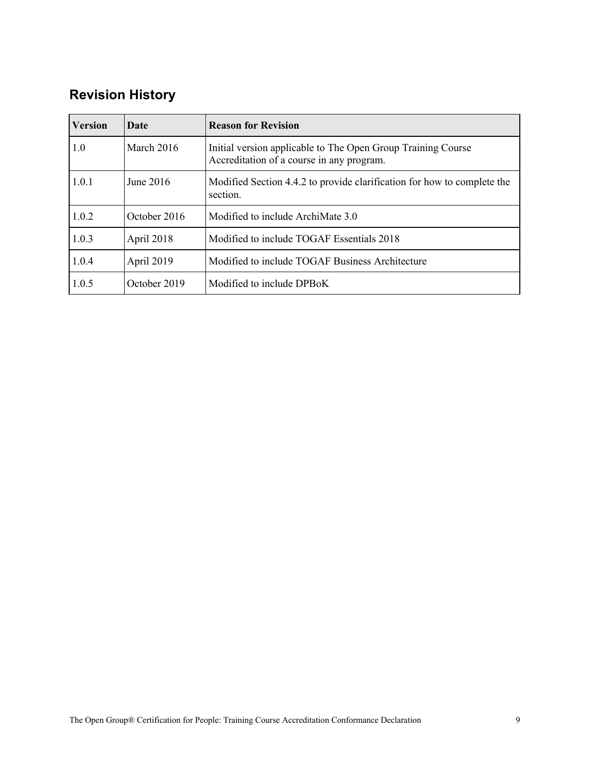## Revision History

| Version | Date | Reason for Revision |
| --- | --- | --- |
| 1.0 | March 2016 | Initial version applicable to The Open Group Training Course Accreditation of a course in any program. |
| 1.0.1 | June 2016 | Modified Section 4.4.2 to provide clarification for how to complete the section. |
| 1.0.2 | October 2016 | Modified to include ArchiMate 3.0 |
| 1.0.3 | April 2018 | Modified to include TOGAF Essentials 2018 |
| 1.0.4 | April 2019 | Modified to include TOGAF Business Architecture |
| 1.0.5 | October 2019 | Modified to include DPBoK |